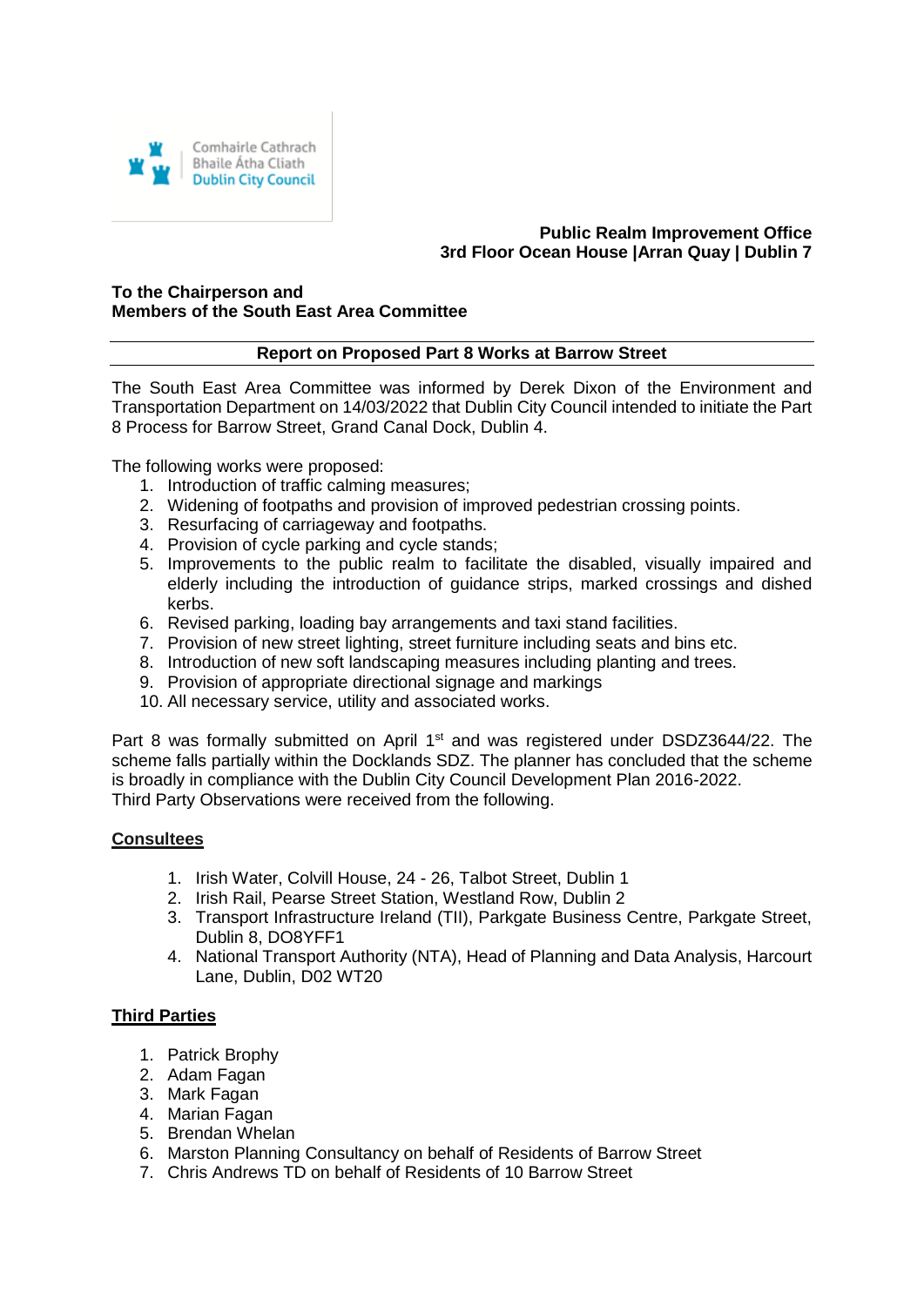Comhairle Cathrach Bhaile Átha Cliath
Dublin City Council

**Public Realm Improvement Office**
**3rd Floor Ocean House |Arran Quay | Dublin 7**

**To the Chairperson and**
**Members of the South East Area Committee**

## Report on Proposed Part 8 Works at Barrow Street

The South East Area Committee was informed by Derek Dixon of the Environment and Transportation Department on 14/03/2022 that Dublin City Council intended to initiate the Part 8 Process for Barrow Street, Grand Canal Dock, Dublin 4.

The following works were proposed:

1. Introduction of traffic calming measures;
2. Widening of footpaths and provision of improved pedestrian crossing points.
3. Resurfacing of carriageway and footpaths.
4. Provision of cycle parking and cycle stands;
5. Improvements to the public realm to facilitate the disabled, visually impaired and elderly including the introduction of guidance strips, marked crossings and dished kerbs.
6. Revised parking, loading bay arrangements and taxi stand facilities.
7. Provision of new street lighting, street furniture including seats and bins etc.
8. Introduction of new soft landscaping measures including planting and trees.
9. Provision of appropriate directional signage and markings
10. All necessary service, utility and associated works.

Part 8 was formally submitted on April 1st and was registered under DSDZ3644/22. The scheme falls partially within the Docklands SDZ. The planner has concluded that the scheme is broadly in compliance with the Dublin City Council Development Plan 2016-2022.
Third Party Observations were received from the following.

### Consultees

1. Irish Water, Colvill House, 24 - 26, Talbot Street, Dublin 1
2. Irish Rail, Pearse Street Station, Westland Row, Dublin 2
3. Transport Infrastructure Ireland (TII), Parkgate Business Centre, Parkgate Street, Dublin 8, DO8YFF1
4. National Transport Authority (NTA), Head of Planning and Data Analysis, Harcourt Lane, Dublin, D02 WT20

### Third Parties

1. Patrick Brophy
2. Adam Fagan
3. Mark Fagan
4. Marian Fagan
5. Brendan Whelan
6. Marston Planning Consultancy on behalf of Residents of Barrow Street
7. Chris Andrews TD on behalf of Residents of 10 Barrow Street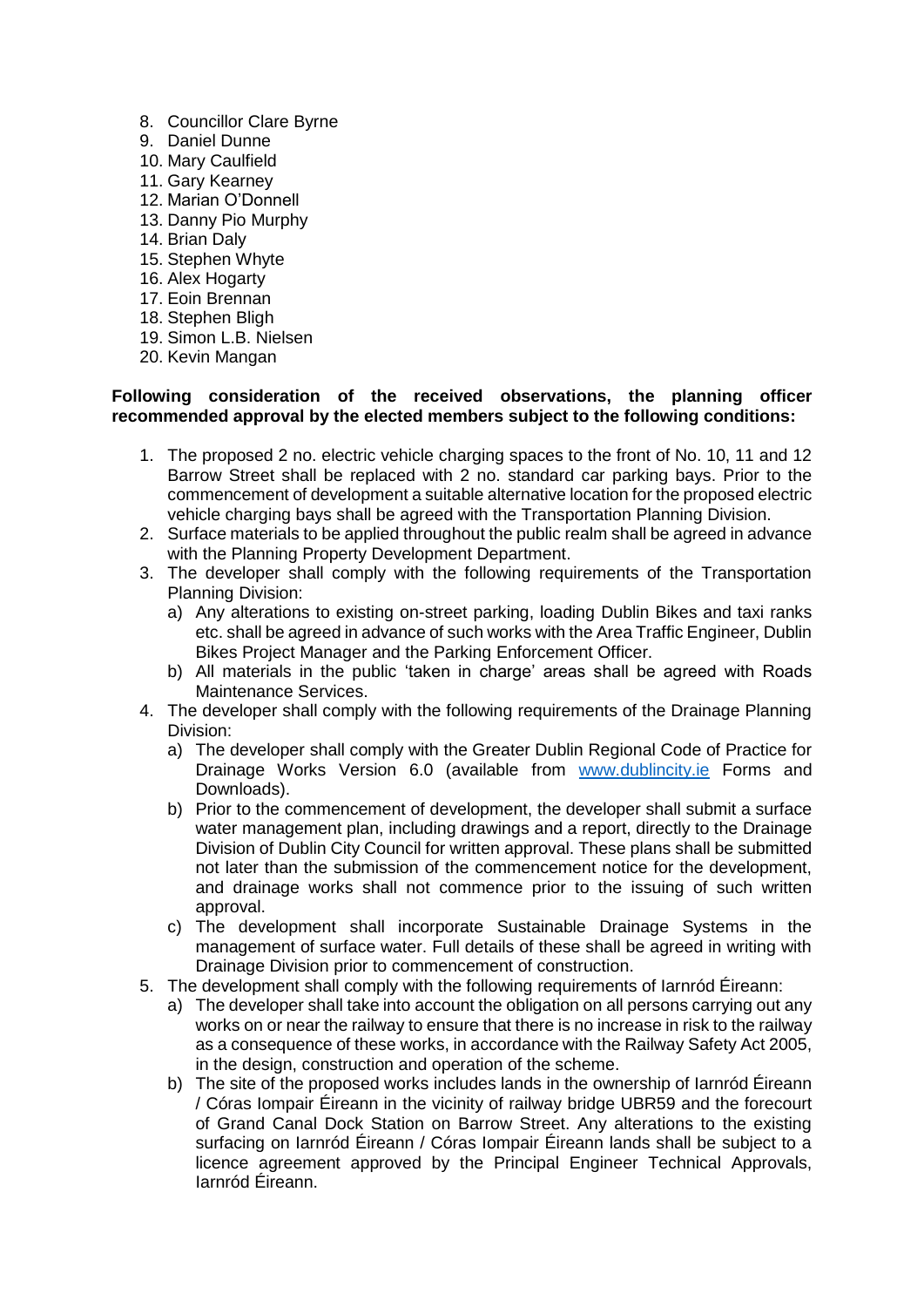8. Councillor Clare Byrne
9. Daniel Dunne
10. Mary Caulfield
11. Gary Kearney
12. Marian O'Donnell
13. Danny Pio Murphy
14. Brian Daly
15. Stephen Whyte
16. Alex Hogarty
17. Eoin Brennan
18. Stephen Bligh
19. Simon L.B. Nielsen
20. Kevin Mangan

**Following consideration of the received observations, the planning officer recommended approval by the elected members subject to the following conditions:**

1. The proposed 2 no. electric vehicle charging spaces to the front of No. 10, 11 and 12 Barrow Street shall be replaced with 2 no. standard car parking bays. Prior to the commencement of development a suitable alternative location for the proposed electric vehicle charging bays shall be agreed with the Transportation Planning Division.
2. Surface materials to be applied throughout the public realm shall be agreed in advance with the Planning Property Development Department.
3. The developer shall comply with the following requirements of the Transportation Planning Division:
   a) Any alterations to existing on-street parking, loading Dublin Bikes and taxi ranks etc. shall be agreed in advance of such works with the Area Traffic Engineer, Dublin Bikes Project Manager and the Parking Enforcement Officer.
   b) All materials in the public 'taken in charge' areas shall be agreed with Roads Maintenance Services.
4. The developer shall comply with the following requirements of the Drainage Planning Division:
   a) The developer shall comply with the Greater Dublin Regional Code of Practice for Drainage Works Version 6.0 (available from www.dublincity.ie Forms and Downloads).
   b) Prior to the commencement of development, the developer shall submit a surface water management plan, including drawings and a report, directly to the Drainage Division of Dublin City Council for written approval. These plans shall be submitted not later than the submission of the commencement notice for the development, and drainage works shall not commence prior to the issuing of such written approval.
   c) The development shall incorporate Sustainable Drainage Systems in the management of surface water. Full details of these shall be agreed in writing with Drainage Division prior to commencement of construction.
5. The development shall comply with the following requirements of Iarnród Éireann:
   a) The developer shall take into account the obligation on all persons carrying out any works on or near the railway to ensure that there is no increase in risk to the railway as a consequence of these works, in accordance with the Railway Safety Act 2005, in the design, construction and operation of the scheme.
   b) The site of the proposed works includes lands in the ownership of Iarnród Éireann / Córas Iompair Éireann in the vicinity of railway bridge UBR59 and the forecourt of Grand Canal Dock Station on Barrow Street. Any alterations to the existing surfacing on Iarnród Éireann / Córas Iompair Éireann lands shall be subject to a licence agreement approved by the Principal Engineer Technical Approvals, Iarnród Éireann.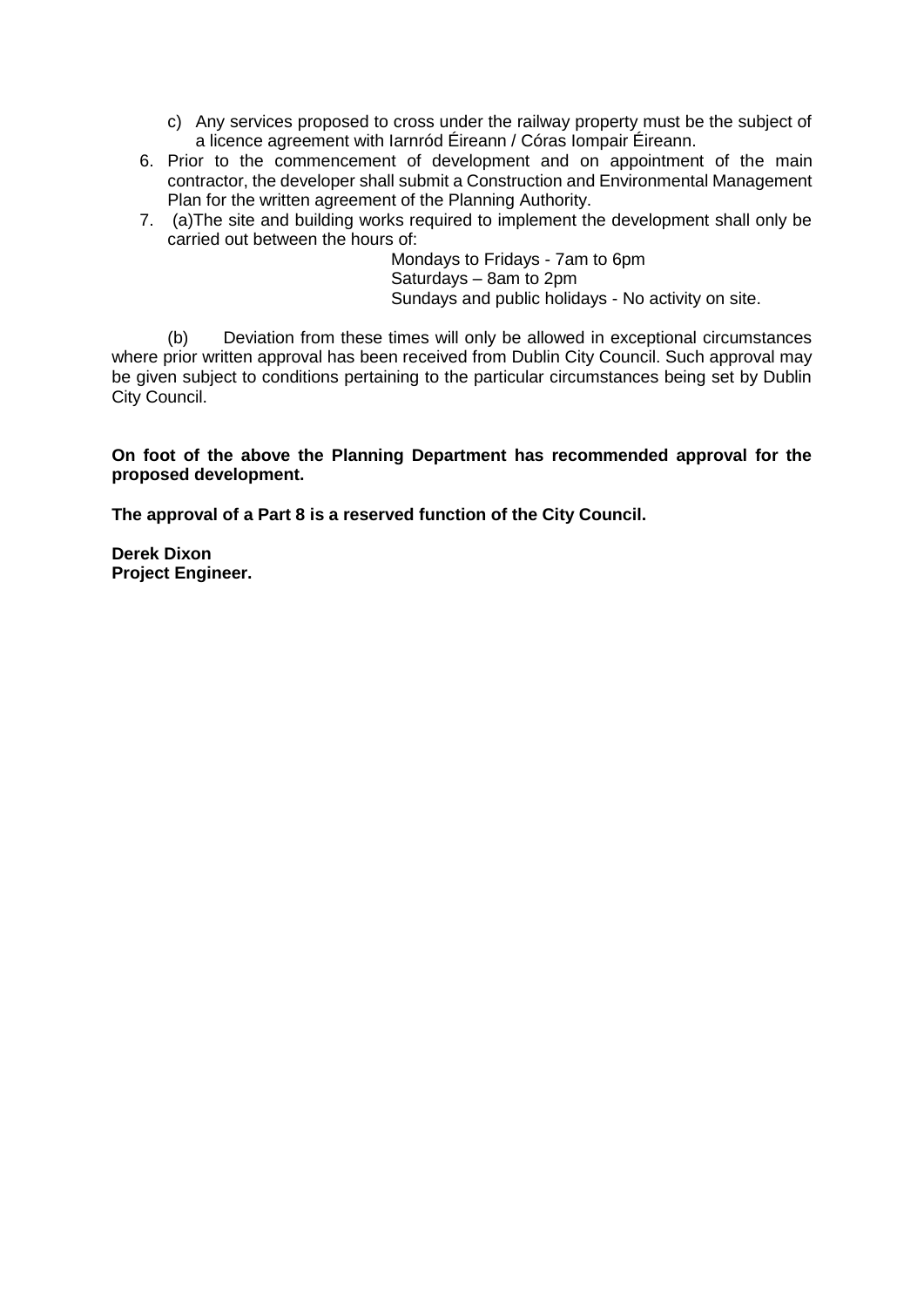c) Any services proposed to cross under the railway property must be the subject of a licence agreement with Iarnród Éireann / Córas Iompair Éireann.

6. Prior to the commencement of development and on appointment of the main contractor, the developer shall submit a Construction and Environmental Management Plan for the written agreement of the Planning Authority.
7. (a)The site and building works required to implement the development shall only be carried out between the hours of:

   Mondays to Fridays - 7am to 6pm
   Saturdays – 8am to 2pm
   Sundays and public holidays - No activity on site.

   (b) Deviation from these times will only be allowed in exceptional circumstances where prior written approval has been received from Dublin City Council. Such approval may be given subject to conditions pertaining to the particular circumstances being set by Dublin City Council.

**On foot of the above the Planning Department has recommended approval for the proposed development.**

**The approval of a Part 8 is a reserved function of the City Council.**

**Derek Dixon**
**Project Engineer.**